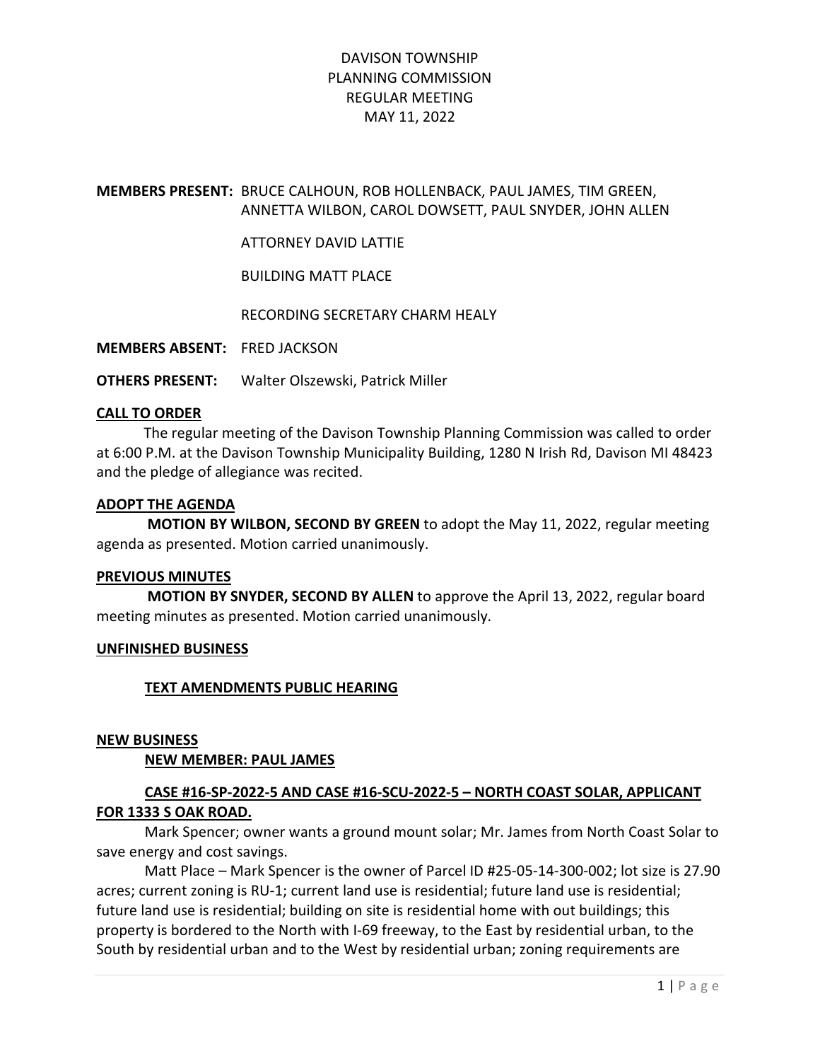# DAVISON TOWNSHIP
# PLANNING COMMISSION
# REGULAR MEETING
# MAY 11, 2022

**MEMBERS PRESENT:** BRUCE CALHOUN, ROB HOLLENBACK, PAUL JAMES, TIM GREEN, ANNETTA WILBON, CAROL DOWSETT, PAUL SNYDER, JOHN ALLEN

ATTORNEY DAVID LATTIE

BUILDING MATT PLACE

RECORDING SECRETARY CHARM HEALY

**MEMBERS ABSENT:** FRED JACKSON

**OTHERS PRESENT:** Walter Olszewski, Patrick Miller

## CALL TO ORDER

The regular meeting of the Davison Township Planning Commission was called to order at 6:00 P.M. at the Davison Township Municipality Building, 1280 N Irish Rd, Davison MI 48423 and the pledge of allegiance was recited.

## ADOPT THE AGENDA

**MOTION BY WILBON, SECOND BY GREEN** to adopt the May 11, 2022, regular meeting agenda as presented. Motion carried unanimously.

## PREVIOUS MINUTES

**MOTION BY SNYDER, SECOND BY ALLEN** to approve the April 13, 2022, regular board meeting minutes as presented. Motion carried unanimously.

## UNFINISHED BUSINESS

### TEXT AMENDMENTS PUBLIC HEARING

## NEW BUSINESS

### NEW MEMBER: PAUL JAMES

### CASE #16-SP-2022-5 AND CASE #16-SCU-2022-5 – NORTH COAST SOLAR, APPLICANT FOR 1333 S OAK ROAD.

Mark Spencer; owner wants a ground mount solar; Mr. James from North Coast Solar to save energy and cost savings.

Matt Place – Mark Spencer is the owner of Parcel ID #25-05-14-300-002; lot size is 27.90 acres; current zoning is RU-1; current land use is residential; future land use is residential; future land use is residential; building on site is residential home with out buildings; this property is bordered to the North with I-69 freeway, to the East by residential urban, to the South by residential urban and to the West by residential urban; zoning requirements are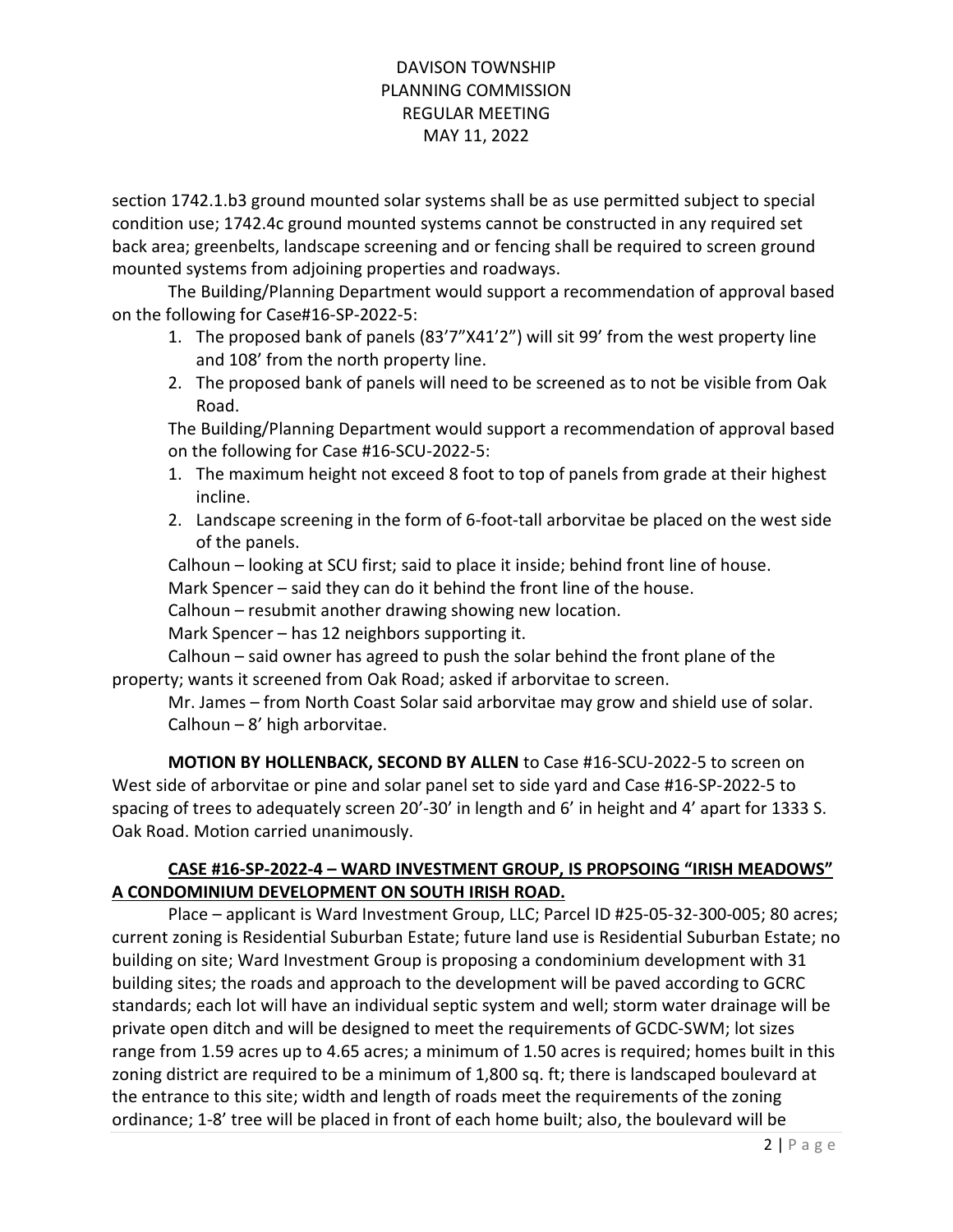section 1742.1.b3 ground mounted solar systems shall be as use permitted subject to special condition use; 1742.4c ground mounted systems cannot be constructed in any required set back area; greenbelts, landscape screening and or fencing shall be required to screen ground mounted systems from adjoining properties and roadways.

The Building/Planning Department would support a recommendation of approval based on the following for Case#16-SP-2022-5:

1. The proposed bank of panels (83'7"X41'2") will sit 99' from the west property line and 108' from the north property line.
2. The proposed bank of panels will need to be screened as to not be visible from Oak Road.

The Building/Planning Department would support a recommendation of approval based on the following for Case #16-SCU-2022-5:

1. The maximum height not exceed 8 foot to top of panels from grade at their highest incline.
2. Landscape screening in the form of 6-foot-tall arborvitae be placed on the west side of the panels.

Calhoun – looking at SCU first; said to place it inside; behind front line of house.

Mark Spencer – said they can do it behind the front line of the house.

Calhoun – resubmit another drawing showing new location.

Mark Spencer – has 12 neighbors supporting it.

Calhoun – said owner has agreed to push the solar behind the front plane of the property; wants it screened from Oak Road; asked if arborvitae to screen.

Mr. James – from North Coast Solar said arborvitae may grow and shield use of solar.

Calhoun – 8' high arborvitae.

**MOTION BY HOLLENBACK, SECOND BY ALLEN** to Case #16-SCU-2022-5 to screen on West side of arborvitae or pine and solar panel set to side yard and Case #16-SP-2022-5 to spacing of trees to adequately screen 20'-30' in length and 6' in height and 4' apart for 1333 S. Oak Road. Motion carried unanimously.

**CASE #16-SP-2022-4 – WARD INVESTMENT GROUP, IS PROPSOING "IRISH MEADOWS" A CONDOMINIUM DEVELOPMENT ON SOUTH IRISH ROAD.**

Place – applicant is Ward Investment Group, LLC; Parcel ID #25-05-32-300-005; 80 acres; current zoning is Residential Suburban Estate; future land use is Residential Suburban Estate; no building on site; Ward Investment Group is proposing a condominium development with 31 building sites; the roads and approach to the development will be paved according to GCRC standards; each lot will have an individual septic system and well; storm water drainage will be private open ditch and will be designed to meet the requirements of GCDC-SWM; lot sizes range from 1.59 acres up to 4.65 acres; a minimum of 1.50 acres is required; homes built in this zoning district are required to be a minimum of 1,800 sq. ft; there is landscaped boulevard at the entrance to this site; width and length of roads meet the requirements of the zoning ordinance; 1-8' tree will be placed in front of each home built; also, the boulevard will be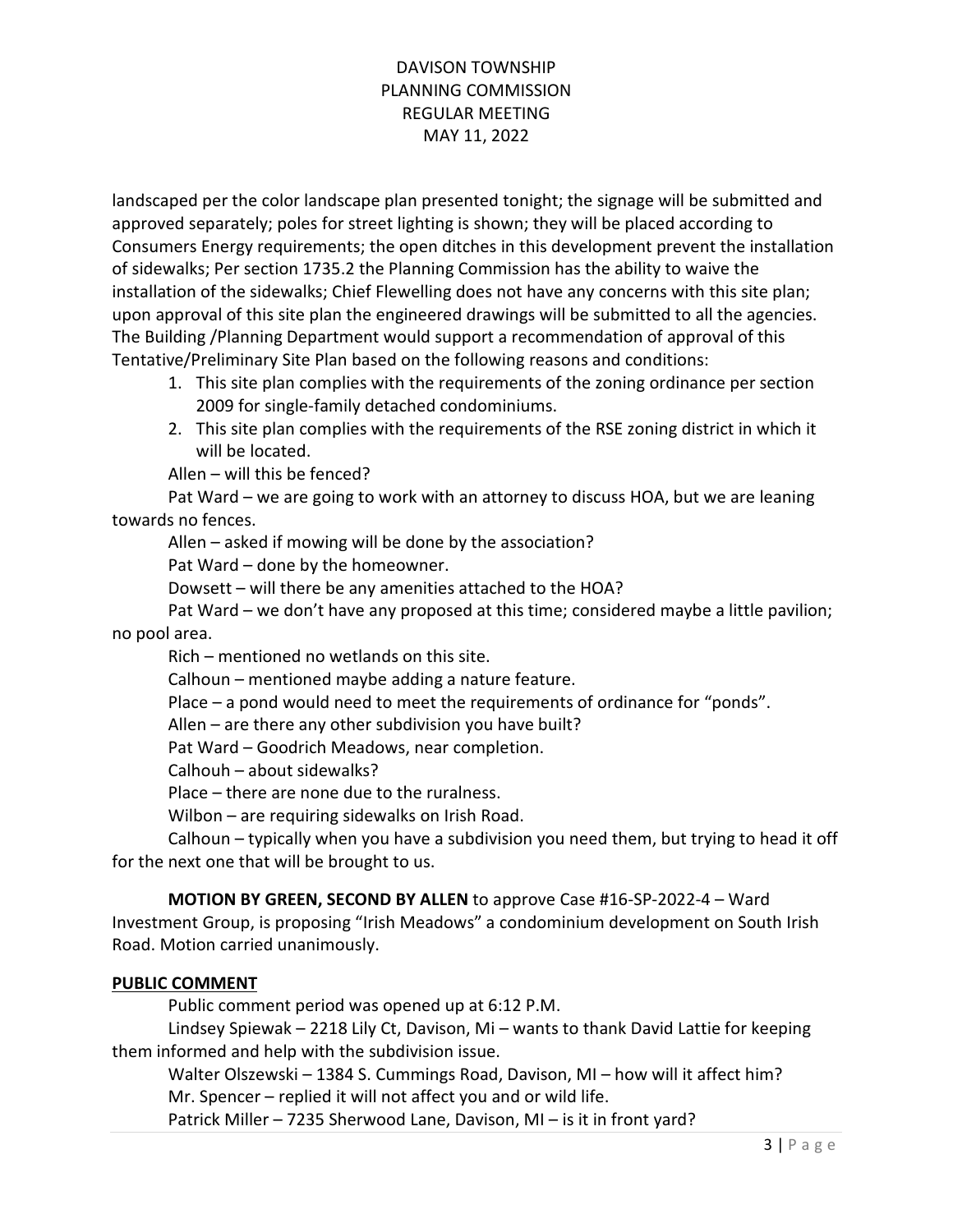landscaped per the color landscape plan presented tonight; the signage will be submitted and approved separately; poles for street lighting is shown; they will be placed according to Consumers Energy requirements; the open ditches in this development prevent the installation of sidewalks; Per section 1735.2 the Planning Commission has the ability to waive the installation of the sidewalks; Chief Flewelling does not have any concerns with this site plan; upon approval of this site plan the engineered drawings will be submitted to all the agencies. The Building /Planning Department would support a recommendation of approval of this Tentative/Preliminary Site Plan based on the following reasons and conditions:

1. This site plan complies with the requirements of the zoning ordinance per section 2009 for single-family detached condominiums.
2. This site plan complies with the requirements of the RSE zoning district in which it will be located.

Allen – will this be fenced?

Pat Ward – we are going to work with an attorney to discuss HOA, but we are leaning towards no fences.

Allen – asked if mowing will be done by the association?

Pat Ward – done by the homeowner.

Dowsett – will there be any amenities attached to the HOA?

Pat Ward – we don't have any proposed at this time; considered maybe a little pavilion; no pool area.

Rich – mentioned no wetlands on this site.

Calhoun – mentioned maybe adding a nature feature.

Place – a pond would need to meet the requirements of ordinance for "ponds".

Allen – are there any other subdivision you have built?

Pat Ward – Goodrich Meadows, near completion.

Calhouh – about sidewalks?

Place – there are none due to the ruralness.

Wilbon – are requiring sidewalks on Irish Road.

Calhoun – typically when you have a subdivision you need them, but trying to head it off for the next one that will be brought to us.

**MOTION BY GREEN, SECOND BY ALLEN** to approve Case #16-SP-2022-4 – Ward Investment Group, is proposing "Irish Meadows" a condominium development on South Irish Road. Motion carried unanimously.

**PUBLIC COMMENT**

Public comment period was opened up at 6:12 P.M.

Lindsey Spiewak – 2218 Lily Ct, Davison, Mi – wants to thank David Lattie for keeping them informed and help with the subdivision issue.

Walter Olszewski – 1384 S. Cummings Road, Davison, MI – how will it affect him?

Mr. Spencer – replied it will not affect you and or wild life.

Patrick Miller – 7235 Sherwood Lane, Davison, MI – is it in front yard?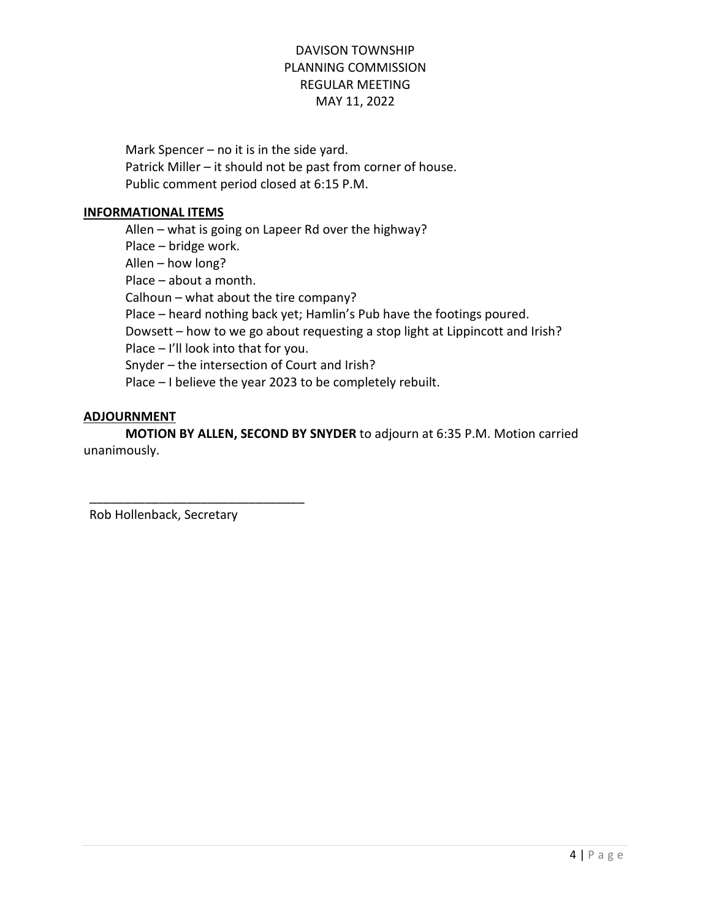Mark Spencer – no it is in the side yard.
Patrick Miller – it should not be past from corner of house.
Public comment period closed at 6:15 P.M.

## INFORMATIONAL ITEMS

Allen – what is going on Lapeer Rd over the highway?
Place – bridge work.
Allen – how long?
Place – about a month.
Calhoun – what about the tire company?
Place – heard nothing back yet; Hamlin's Pub have the footings poured.
Dowsett – how to we go about requesting a stop light at Lippincott and Irish?
Place – I'll look into that for you.
Snyder – the intersection of Court and Irish?
Place – I believe the year 2023 to be completely rebuilt.

## ADJOURNMENT

**MOTION BY ALLEN, SECOND BY SNYDER** to adjourn at 6:35 P.M. Motion carried unanimously.

_______________________________
Rob Hollenback, Secretary